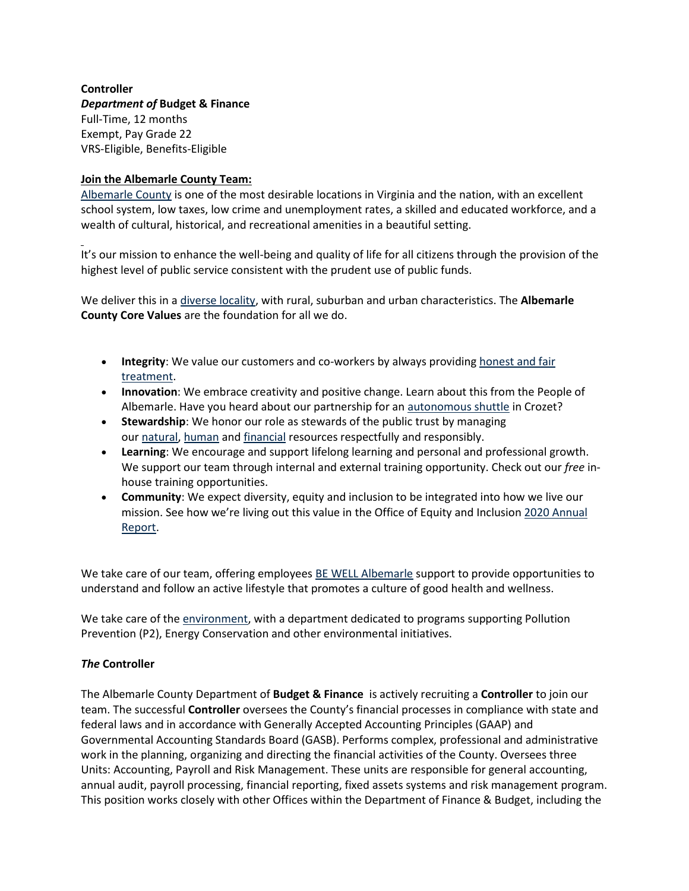**Controller**
***Department of* Budget & Finance**
Full-Time, 12 months
Exempt, Pay Grade 22
VRS-Eligible, Benefits-Eligible

**Join the Albemarle County Team:**
Albemarle County is one of the most desirable locations in Virginia and the nation, with an excellent school system, low taxes, low crime and unemployment rates, a skilled and educated workforce, and a wealth of cultural, historical, and recreational amenities in a beautiful setting.

It's our mission to enhance the well-being and quality of life for all citizens through the provision of the highest level of public service consistent with the prudent use of public funds.

We deliver this in a diverse locality, with rural, suburban and urban characteristics. The **Albemarle County Core Values** are the foundation for all we do.

- **Integrity**: We value our customers and co-workers by always providing honest and fair treatment.
- **Innovation**: We embrace creativity and positive change. Learn about this from the People of Albemarle. Have you heard about our partnership for an autonomous shuttle in Crozet?
- **Stewardship**: We honor our role as stewards of the public trust by managing our natural, human and financial resources respectfully and responsibly.
- **Learning**: We encourage and support lifelong learning and personal and professional growth. We support our team through internal and external training opportunity. Check out our *free* in-house training opportunities.
- **Community**: We expect diversity, equity and inclusion to be integrated into how we live our mission. See how we're living out this value in the Office of Equity and Inclusion 2020 Annual Report.

We take care of our team, offering employees BE WELL Albemarle support to provide opportunities to understand and follow an active lifestyle that promotes a culture of good health and wellness.

We take care of the environment, with a department dedicated to programs supporting Pollution Prevention (P2), Energy Conservation and other environmental initiatives.

***The* Controller**

The Albemarle County Department of **Budget & Finance** is actively recruiting a **Controller** to join our team. The successful **Controller** oversees the County's financial processes in compliance with state and federal laws and in accordance with Generally Accepted Accounting Principles (GAAP) and Governmental Accounting Standards Board (GASB). Performs complex, professional and administrative work in the planning, organizing and directing the financial activities of the County. Oversees three Units: Accounting, Payroll and Risk Management. These units are responsible for general accounting, annual audit, payroll processing, financial reporting, fixed assets systems and risk management program. This position works closely with other Offices within the Department of Finance & Budget, including the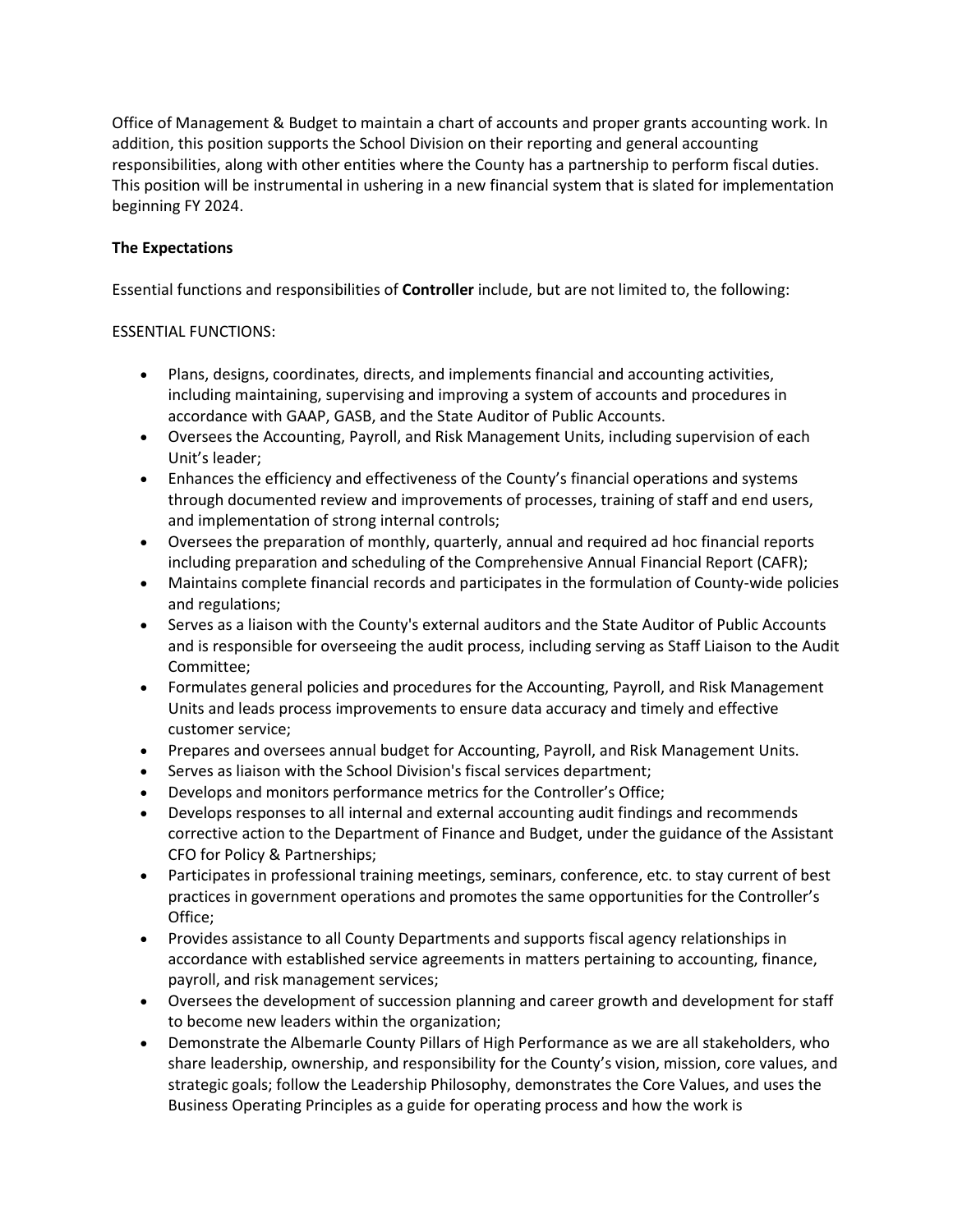Office of Management & Budget to maintain a chart of accounts and proper grants accounting work. In addition, this position supports the School Division on their reporting and general accounting responsibilities, along with other entities where the County has a partnership to perform fiscal duties. This position will be instrumental in ushering in a new financial system that is slated for implementation beginning FY 2024.

**The Expectations**

Essential functions and responsibilities of **Controller** include, but are not limited to, the following:

ESSENTIAL FUNCTIONS:

- Plans, designs, coordinates, directs, and implements financial and accounting activities, including maintaining, supervising and improving a system of accounts and procedures in accordance with GAAP, GASB, and the State Auditor of Public Accounts.
- Oversees the Accounting, Payroll, and Risk Management Units, including supervision of each Unit's leader;
- Enhances the efficiency and effectiveness of the County's financial operations and systems through documented review and improvements of processes, training of staff and end users, and implementation of strong internal controls;
- Oversees the preparation of monthly, quarterly, annual and required ad hoc financial reports including preparation and scheduling of the Comprehensive Annual Financial Report (CAFR);
- Maintains complete financial records and participates in the formulation of County-wide policies and regulations;
- Serves as a liaison with the County's external auditors and the State Auditor of Public Accounts and is responsible for overseeing the audit process, including serving as Staff Liaison to the Audit Committee;
- Formulates general policies and procedures for the Accounting, Payroll, and Risk Management Units and leads process improvements to ensure data accuracy and timely and effective customer service;
- Prepares and oversees annual budget for Accounting, Payroll, and Risk Management Units.
- Serves as liaison with the School Division's fiscal services department;
- Develops and monitors performance metrics for the Controller's Office;
- Develops responses to all internal and external accounting audit findings and recommends corrective action to the Department of Finance and Budget, under the guidance of the Assistant CFO for Policy & Partnerships;
- Participates in professional training meetings, seminars, conference, etc. to stay current of best practices in government operations and promotes the same opportunities for the Controller's Office;
- Provides assistance to all County Departments and supports fiscal agency relationships in accordance with established service agreements in matters pertaining to accounting, finance, payroll, and risk management services;
- Oversees the development of succession planning and career growth and development for staff to become new leaders within the organization;
- Demonstrate the Albemarle County Pillars of High Performance as we are all stakeholders, who share leadership, ownership, and responsibility for the County's vision, mission, core values, and strategic goals; follow the Leadership Philosophy, demonstrates the Core Values, and uses the Business Operating Principles as a guide for operating process and how the work is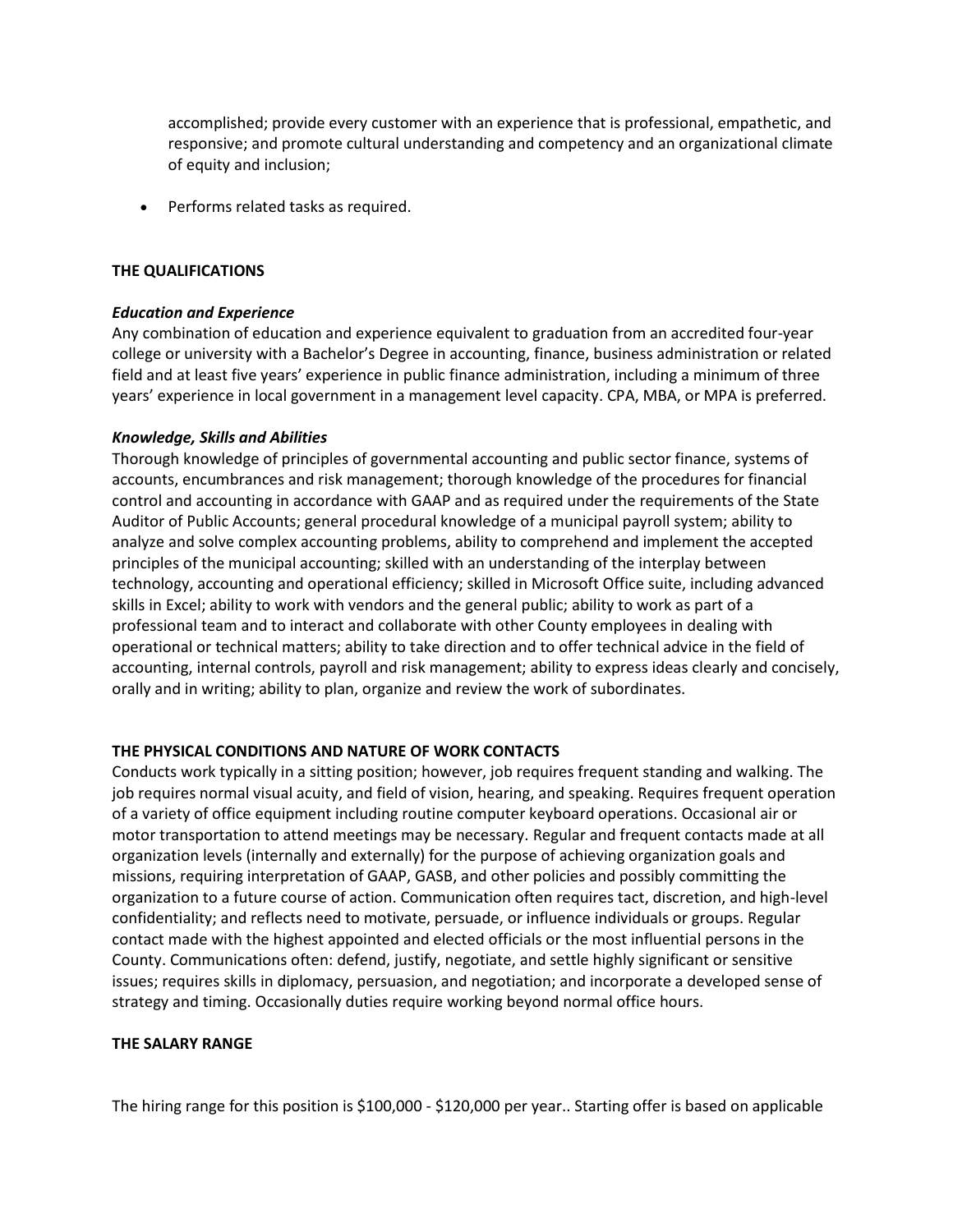accomplished; provide every customer with an experience that is professional, empathetic, and responsive; and promote cultural understanding and competency and an organizational climate of equity and inclusion;

- Performs related tasks as required.

## THE QUALIFICATIONS

### *Education and Experience*

Any combination of education and experience equivalent to graduation from an accredited four-year college or university with a Bachelor's Degree in accounting, finance, business administration or related field and at least five years' experience in public finance administration, including a minimum of three years' experience in local government in a management level capacity. CPA, MBA, or MPA is preferred.

### *Knowledge, Skills and Abilities*

Thorough knowledge of principles of governmental accounting and public sector finance, systems of accounts, encumbrances and risk management; thorough knowledge of the procedures for financial control and accounting in accordance with GAAP and as required under the requirements of the State Auditor of Public Accounts; general procedural knowledge of a municipal payroll system; ability to analyze and solve complex accounting problems, ability to comprehend and implement the accepted principles of the municipal accounting; skilled with an understanding of the interplay between technology, accounting and operational efficiency; skilled in Microsoft Office suite, including advanced skills in Excel; ability to work with vendors and the general public; ability to work as part of a professional team and to interact and collaborate with other County employees in dealing with operational or technical matters; ability to take direction and to offer technical advice in the field of accounting, internal controls, payroll and risk management; ability to express ideas clearly and concisely, orally and in writing; ability to plan, organize and review the work of subordinates.

## THE PHYSICAL CONDITIONS AND NATURE OF WORK CONTACTS

Conducts work typically in a sitting position; however, job requires frequent standing and walking. The job requires normal visual acuity, and field of vision, hearing, and speaking. Requires frequent operation of a variety of office equipment including routine computer keyboard operations. Occasional air or motor transportation to attend meetings may be necessary. Regular and frequent contacts made at all organization levels (internally and externally) for the purpose of achieving organization goals and missions, requiring interpretation of GAAP, GASB, and other policies and possibly committing the organization to a future course of action. Communication often requires tact, discretion, and high-level confidentiality; and reflects need to motivate, persuade, or influence individuals or groups. Regular contact made with the highest appointed and elected officials or the most influential persons in the County. Communications often: defend, justify, negotiate, and settle highly significant or sensitive issues; requires skills in diplomacy, persuasion, and negotiation; and incorporate a developed sense of strategy and timing. Occasionally duties require working beyond normal office hours.

## THE SALARY RANGE

The hiring range for this position is $100,000 - $120,000 per year.. Starting offer is based on applicable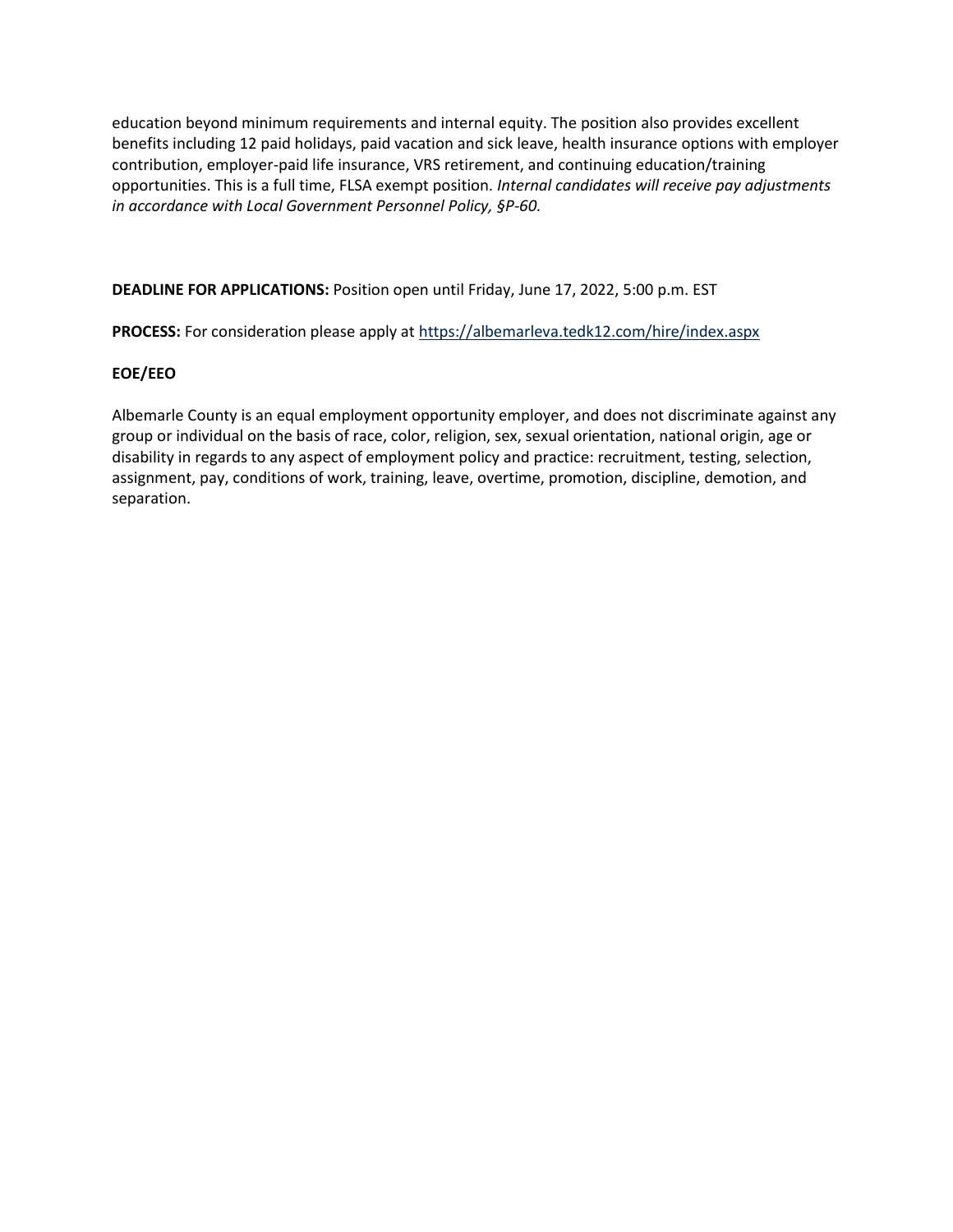education beyond minimum requirements and internal equity. The position also provides excellent benefits including 12 paid holidays, paid vacation and sick leave, health insurance options with employer contribution, employer-paid life insurance, VRS retirement, and continuing education/training opportunities. This is a full time, FLSA exempt position. *Internal candidates will receive pay adjustments in accordance with Local Government Personnel Policy, §P-60.*

**DEADLINE FOR APPLICATIONS:** Position open until Friday, June 17, 2022, 5:00 p.m. EST

**PROCESS:** For consideration please apply at [https://albemarleva.tedk12.com/hire/index.aspx](https://albemarleva.tedk12.com/hire/index.aspx)

**EOE/EEO**

Albemarle County is an equal employment opportunity employer, and does not discriminate against any group or individual on the basis of race, color, religion, sex, sexual orientation, national origin, age or disability in regards to any aspect of employment policy and practice: recruitment, testing, selection, assignment, pay, conditions of work, training, leave, overtime, promotion, discipline, demotion, and separation.